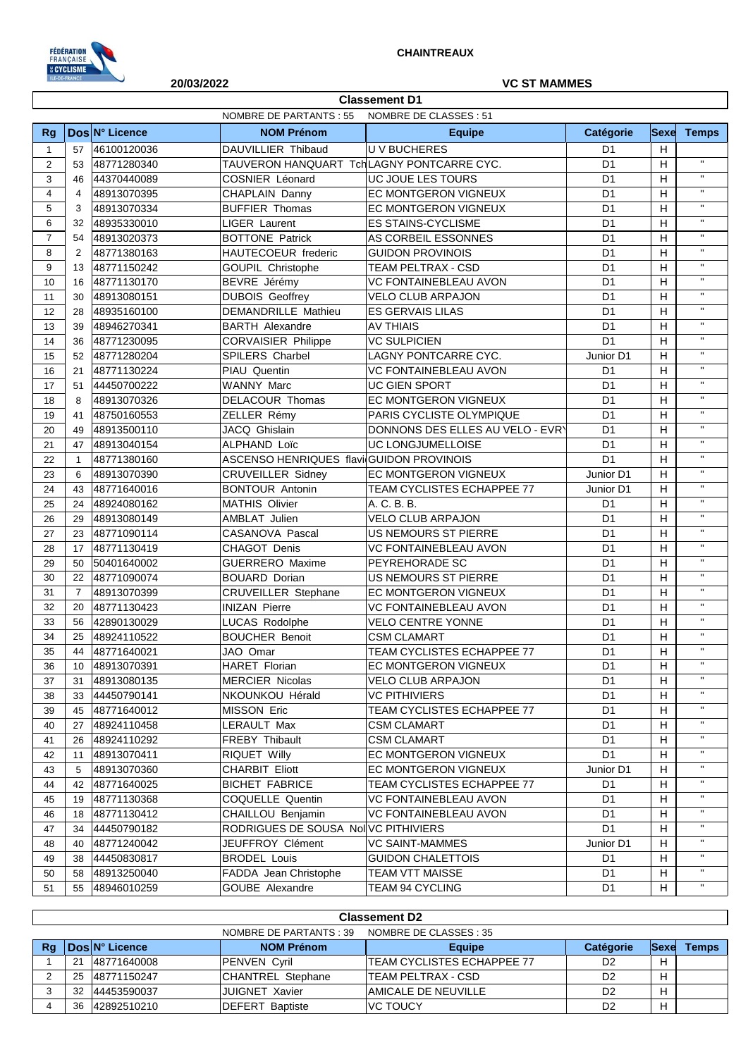**CHAINTREAUX**

**20/03/2022** **VC ST MAMMES**

## Classement D1

NOMBRE DE PARTANTS : 55 NOMBRE DE CLASSES : 51

| Rg | Dos | N° Licence | NOM Prénom | Equipe | Catégorie | Sexe | Temps |
|---|---|---|---|---|---|---|---|
| 1 | 57 | 46100120036 | DAUVILLIER Thibaud | U V BUCHERES | D1 | H | |
| 2 | 53 | 48771280340 | TAUVERON HANQUANT Tch | LAGNY PONTCARRE CYC. | D1 | H | " |
| 3 | 46 | 44370440089 | COSNIER Léonard | UC JOUE LES TOURS | D1 | H | " |
| 4 | 4 | 48913070395 | CHAPLAIN Danny | EC MONTGERON VIGNEUX | D1 | H | " |
| 5 | 3 | 48913070334 | BUFFIER Thomas | EC MONTGERON VIGNEUX | D1 | H | " |
| 6 | 32 | 48935330010 | LIGER Laurent | ES STAINS-CYCLISME | D1 | H | " |
| 7 | 54 | 48913020373 | BOTTONE Patrick | AS CORBEIL ESSONNES | D1 | H | " |
| 8 | 2 | 48771380163 | HAUTECOEUR frederic | GUIDON PROVINOIS | D1 | H | " |
| 9 | 13 | 48771150242 | GOUPIL Christophe | TEAM PELTRAX - CSD | D1 | H | " |
| 10 | 16 | 48771130170 | BEVRE Jérémy | VC FONTAINEBLEAU AVON | D1 | H | " |
| 11 | 30 | 48913080151 | DUBOIS Geoffrey | VELO CLUB ARPAJON | D1 | H | " |
| 12 | 28 | 48935160100 | DEMANDRILLE Mathieu | ES GERVAIS LILAS | D1 | H | " |
| 13 | 39 | 48946270341 | BARTH Alexandre | AV THIAIS | D1 | H | " |
| 14 | 36 | 48771230095 | CORVAISIER Philippe | VC SULPICIEN | D1 | H | " |
| 15 | 52 | 48771280204 | SPILERS Charbel | LAGNY PONTCARRE CYC. | Junior D1 | H | " |
| 16 | 21 | 48771130224 | PIAU Quentin | VC FONTAINEBLEAU AVON | D1 | H | " |
| 17 | 51 | 44450700222 | WANNY Marc | UC GIEN SPORT | D1 | H | " |
| 18 | 8 | 48913070326 | DELACOUR Thomas | EC MONTGERON VIGNEUX | D1 | H | " |
| 19 | 41 | 48750160553 | ZELLER Rémy | PARIS CYCLISTE OLYMPIQUE | D1 | H | " |
| 20 | 49 | 48913500110 | JACQ Ghislain | DONNONS DES ELLES AU VELO - EVRY | D1 | H | " |
| 21 | 47 | 48913040154 | ALPHAND Loïc | UC LONGJUMELLOISE | D1 | H | " |
| 22 | 1 | 48771380160 | ASCENSO HENRIQUES flavi | GUIDON PROVINOIS | D1 | H | " |
| 23 | 6 | 48913070390 | CRUVEILLER Sidney | EC MONTGERON VIGNEUX | Junior D1 | H | " |
| 24 | 43 | 48771640016 | BONTOUR Antonin | TEAM CYCLISTES ECHAPPEE 77 | Junior D1 | H | " |
| 25 | 24 | 48924080162 | MATHIS Olivier | A. C. B. B. | D1 | H | " |
| 26 | 29 | 48913080149 | AMBLAT Julien | VELO CLUB ARPAJON | D1 | H | " |
| 27 | 23 | 48771090114 | CASANOVA Pascal | US NEMOURS ST PIERRE | D1 | H | " |
| 28 | 17 | 48771130419 | CHAGOT Denis | VC FONTAINEBLEAU AVON | D1 | H | " |
| 29 | 50 | 50401640002 | GUERRERO Maxime | PEYREHORADE SC | D1 | H | " |
| 30 | 22 | 48771090074 | BOUARD Dorian | US NEMOURS ST PIERRE | D1 | H | " |
| 31 | 7 | 48913070399 | CRUVEILLER Stephane | EC MONTGERON VIGNEUX | D1 | H | " |
| 32 | 20 | 48771130423 | INIZAN Pierre | VC FONTAINEBLEAU AVON | D1 | H | " |
| 33 | 56 | 42890130029 | LUCAS Rodolphe | VELO CENTRE YONNE | D1 | H | " |
| 34 | 25 | 48924110522 | BOUCHER Benoit | CSM CLAMART | D1 | H | " |
| 35 | 44 | 48771640021 | JAO Omar | TEAM CYCLISTES ECHAPPEE 77 | D1 | H | " |
| 36 | 10 | 48913070391 | HARET Florian | EC MONTGERON VIGNEUX | D1 | H | " |
| 37 | 31 | 48913080135 | MERCIER Nicolas | VELO CLUB ARPAJON | D1 | H | " |
| 38 | 33 | 44450790141 | NKOUNKOU Hérald | VC PITHIVIERS | D1 | H | " |
| 39 | 45 | 48771640012 | MISSON Eric | TEAM CYCLISTES ECHAPPEE 77 | D1 | H | " |
| 40 | 27 | 48924110458 | LERAULT Max | CSM CLAMART | D1 | H | " |
| 41 | 26 | 48924110292 | FREBY Thibault | CSM CLAMART | D1 | H | " |
| 42 | 11 | 48913070411 | RIQUET Willy | EC MONTGERON VIGNEUX | D1 | H | " |
| 43 | 5 | 48913070360 | CHARBIT Eliott | EC MONTGERON VIGNEUX | Junior D1 | H | " |
| 44 | 42 | 48771640025 | BICHET FABRICE | TEAM CYCLISTES ECHAPPEE 77 | D1 | H | " |
| 45 | 19 | 48771130368 | COQUELLE Quentin | VC FONTAINEBLEAU AVON | D1 | H | " |
| 46 | 18 | 48771130412 | CHAILLOU Benjamin | VC FONTAINEBLEAU AVON | D1 | H | " |
| 47 | 34 | 44450790182 | RODRIGUES DE SOUSA No | VC PITHIVIERS | D1 | H | " |
| 48 | 40 | 48771240042 | JEUFFROY Clément | VC SAINT-MAMMES | Junior D1 | H | " |
| 49 | 38 | 44450830817 | BRODEL Louis | GUIDON CHALETTOIS | D1 | H | " |
| 50 | 58 | 48913250040 | FADDA Jean Christophe | TEAM VTT MAISSE | D1 | H | " |
| 51 | 55 | 48946010259 | GOUBE Alexandre | TEAM 94 CYCLING | D1 | H | " |

## Classement D2

NOMBRE DE PARTANTS : 39 NOMBRE DE CLASSES : 35

| Rg | Dos | N° Licence | NOM Prénom | Equipe | Catégorie | Sexe | Temps |
|---|---|---|---|---|---|---|---|
| 1 | 21 | 48771640008 | PENVEN Cyril | TEAM CYCLISTES ECHAPPEE 77 | D2 | H | |
| 2 | 25 | 48771150247 | CHANTREL Stephane | TEAM PELTRAX - CSD | D2 | H | |
| 3 | 32 | 44453590037 | JUIGNET Xavier | AMICALE DE NEUVILLE | D2 | H | |
| 4 | 36 | 42892510210 | DEFERT Baptiste | VC TOUCY | D2 | H | |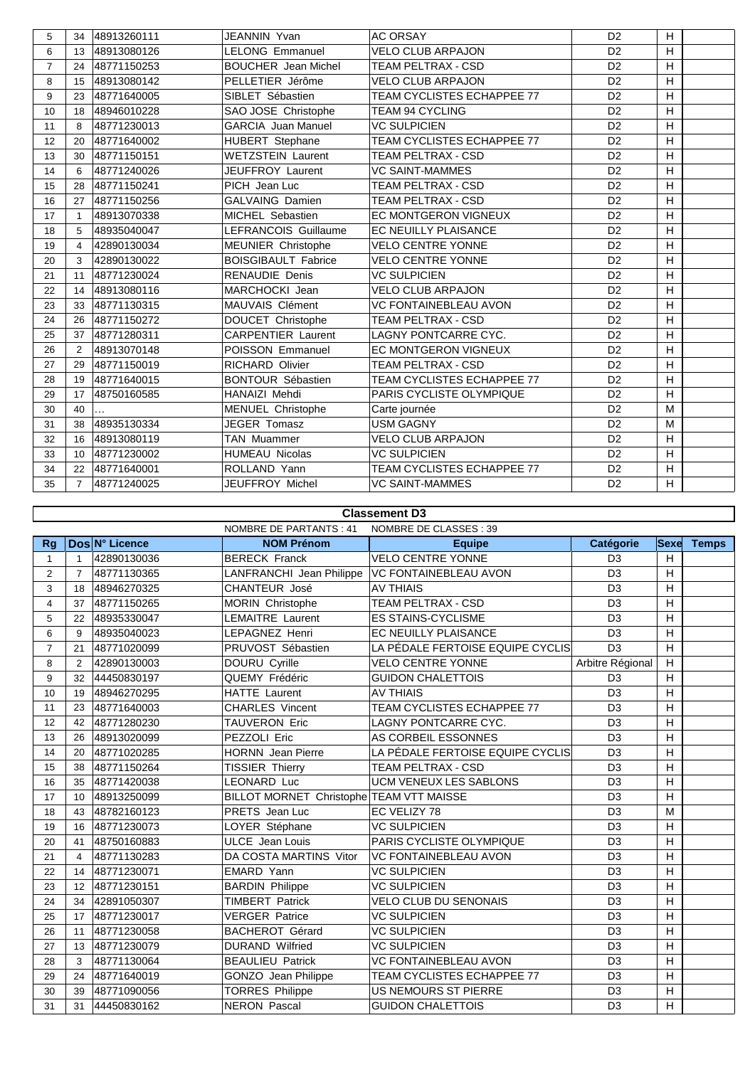| Rg | Dos | N° Licence | NOM Prénom | Equipe | Catégorie | Sexe | Temps |
|---|---|---|---|---|---|---|---|
| 5 | 34 | 48913260111 | JEANNIN Yvan | AC ORSAY | D2 | H | |
| 6 | 13 | 48913080126 | LELONG Emmanuel | VELO CLUB ARPAJON | D2 | H | |
| 7 | 24 | 48771150253 | BOUCHER Jean Michel | TEAM PELTRAX - CSD | D2 | H | |
| 8 | 15 | 48913080142 | PELLETIER Jérôme | VELO CLUB ARPAJON | D2 | H | |
| 9 | 23 | 48771640005 | SIBLET Sébastien | TEAM CYCLISTES ECHAPPEE 77 | D2 | H | |
| 10 | 18 | 48946010228 | SAO JOSE Christophe | TEAM 94 CYCLING | D2 | H | |
| 11 | 8 | 48771230013 | GARCIA Juan Manuel | VC SULPICIEN | D2 | H | |
| 12 | 20 | 48771640002 | HUBERT Stephane | TEAM CYCLISTES ECHAPPEE 77 | D2 | H | |
| 13 | 30 | 48771150151 | WETZSTEIN Laurent | TEAM PELTRAX - CSD | D2 | H | |
| 14 | 6 | 48771240026 | JEUFFROY Laurent | VC SAINT-MAMMES | D2 | H | |
| 15 | 28 | 48771150241 | PICH Jean Luc | TEAM PELTRAX - CSD | D2 | H | |
| 16 | 27 | 48771150256 | GALVAING Damien | TEAM PELTRAX - CSD | D2 | H | |
| 17 | 1 | 48913070338 | MICHEL Sebastien | EC MONTGERON VIGNEUX | D2 | H | |
| 18 | 5 | 48935040047 | LEFRANCOIS Guillaume | EC NEUILLY PLAISANCE | D2 | H | |
| 19 | 4 | 42890130034 | MEUNIER Christophe | VELO CENTRE YONNE | D2 | H | |
| 20 | 3 | 42890130022 | BOISGIBAULT Fabrice | VELO CENTRE YONNE | D2 | H | |
| 21 | 11 | 48771230024 | RENAUDIE Denis | VC SULPICIEN | D2 | H | |
| 22 | 14 | 48913080116 | MARCHOCKI Jean | VELO CLUB ARPAJON | D2 | H | |
| 23 | 33 | 48771130315 | MAUVAIS Clément | VC FONTAINEBLEAU AVON | D2 | H | |
| 24 | 26 | 48771150272 | DOUCET Christophe | TEAM PELTRAX - CSD | D2 | H | |
| 25 | 37 | 48771280311 | CARPENTIER Laurent | LAGNY PONTCARRE CYC. | D2 | H | |
| 26 | 2 | 48913070148 | POISSON Emmanuel | EC MONTGERON VIGNEUX | D2 | H | |
| 27 | 29 | 48771150019 | RICHARD Olivier | TEAM PELTRAX - CSD | D2 | H | |
| 28 | 19 | 48771640015 | BONTOUR Sébastien | TEAM CYCLISTES ECHAPPEE 77 | D2 | H | |
| 29 | 17 | 48750160585 | HANAIZI Mehdi | PARIS CYCLISTE OLYMPIQUE | D2 | H | |
| 30 | 40 | ... | MENUEL Christophe | Carte journée | D2 | M | |
| 31 | 38 | 48935130334 | JEGER Tomasz | USM GAGNY | D2 | M | |
| 32 | 16 | 48913080119 | TAN Muammer | VELO CLUB ARPAJON | D2 | H | |
| 33 | 10 | 48771230002 | HUMEAU Nicolas | VC SULPICIEN | D2 | H | |
| 34 | 22 | 48771640001 | ROLLAND Yann | TEAM CYCLISTES ECHAPPEE 77 | D2 | H | |
| 35 | 7 | 48771240025 | JEUFFROY Michel | VC SAINT-MAMMES | D2 | H | |

## Classement D3

NOMBRE DE PARTANTS : 41 NOMBRE DE CLASSES : 39

| Rg | Dos | N° Licence | NOM Prénom | Equipe | Catégorie | Sexe | Temps |
|---|---|---|---|---|---|---|---|
| 1 | 1 | 42890130036 | BERECK Franck | VELO CENTRE YONNE | D3 | H | |
| 2 | 7 | 48771130365 | LANFRANCHI Jean Philippe | VC FONTAINEBLEAU AVON | D3 | H | |
| 3 | 18 | 48946270325 | CHANTEUR José | AV THIAIS | D3 | H | |
| 4 | 37 | 48771150265 | MORIN Christophe | TEAM PELTRAX - CSD | D3 | H | |
| 5 | 22 | 48935330047 | LEMAITRE Laurent | ES STAINS-CYCLISME | D3 | H | |
| 6 | 9 | 48935040023 | LEPAGNEZ Henri | EC NEUILLY PLAISANCE | D3 | H | |
| 7 | 21 | 48771020099 | PRUVOST Sébastien | LA PÉDALE FERTOISE EQUIPE CYCLIS | D3 | H | |
| 8 | 2 | 42890130003 | DOURU Cyrille | VELO CENTRE YONNE | Arbitre Régional | H | |
| 9 | 32 | 44450830197 | QUEMY Frédéric | GUIDON CHALETTOIS | D3 | H | |
| 10 | 19 | 48946270295 | HATTE Laurent | AV THIAIS | D3 | H | |
| 11 | 23 | 48771640003 | CHARLES Vincent | TEAM CYCLISTES ECHAPPEE 77 | D3 | H | |
| 12 | 42 | 48771280230 | TAUVERON Eric | LAGNY PONTCARRE CYC. | D3 | H | |
| 13 | 26 | 48913020099 | PEZZOLI Eric | AS CORBEIL ESSONNES | D3 | H | |
| 14 | 20 | 48771020285 | HORNN Jean Pierre | LA PÉDALE FERTOISE EQUIPE CYCLIS | D3 | H | |
| 15 | 38 | 48771150264 | TISSIER Thierry | TEAM PELTRAX - CSD | D3 | H | |
| 16 | 35 | 48771420038 | LEONARD Luc | UCM VENEUX LES SABLONS | D3 | H | |
| 17 | 10 | 48913250099 | BILLOT MORNET Christophe | TEAM VTT MAISSE | D3 | H | |
| 18 | 43 | 48782160123 | PRETS Jean Luc | EC VELIZY 78 | D3 | M | |
| 19 | 16 | 48771230073 | LOYER Stéphane | VC SULPICIEN | D3 | H | |
| 20 | 41 | 48750160883 | ULCE Jean Louis | PARIS CYCLISTE OLYMPIQUE | D3 | H | |
| 21 | 4 | 48771130283 | DA COSTA MARTINS Vitor | VC FONTAINEBLEAU AVON | D3 | H | |
| 22 | 14 | 48771230071 | EMARD Yann | VC SULPICIEN | D3 | H | |
| 23 | 12 | 48771230151 | BARDIN Philippe | VC SULPICIEN | D3 | H | |
| 24 | 34 | 42891050307 | TIMBERT Patrick | VELO CLUB DU SENONAIS | D3 | H | |
| 25 | 17 | 48771230017 | VERGER Patrice | VC SULPICIEN | D3 | H | |
| 26 | 11 | 48771230058 | BACHEROT Gérard | VC SULPICIEN | D3 | H | |
| 27 | 13 | 48771230079 | DURAND Wilfried | VC SULPICIEN | D3 | H | |
| 28 | 3 | 48771130064 | BEAULIEU Patrick | VC FONTAINEBLEAU AVON | D3 | H | |
| 29 | 24 | 48771640019 | GONZO Jean Philippe | TEAM CYCLISTES ECHAPPEE 77 | D3 | H | |
| 30 | 39 | 48771090056 | TORRES Philippe | US NEMOURS ST PIERRE | D3 | H | |
| 31 | 31 | 44450830162 | NERON Pascal | GUIDON CHALETTOIS | D3 | H | |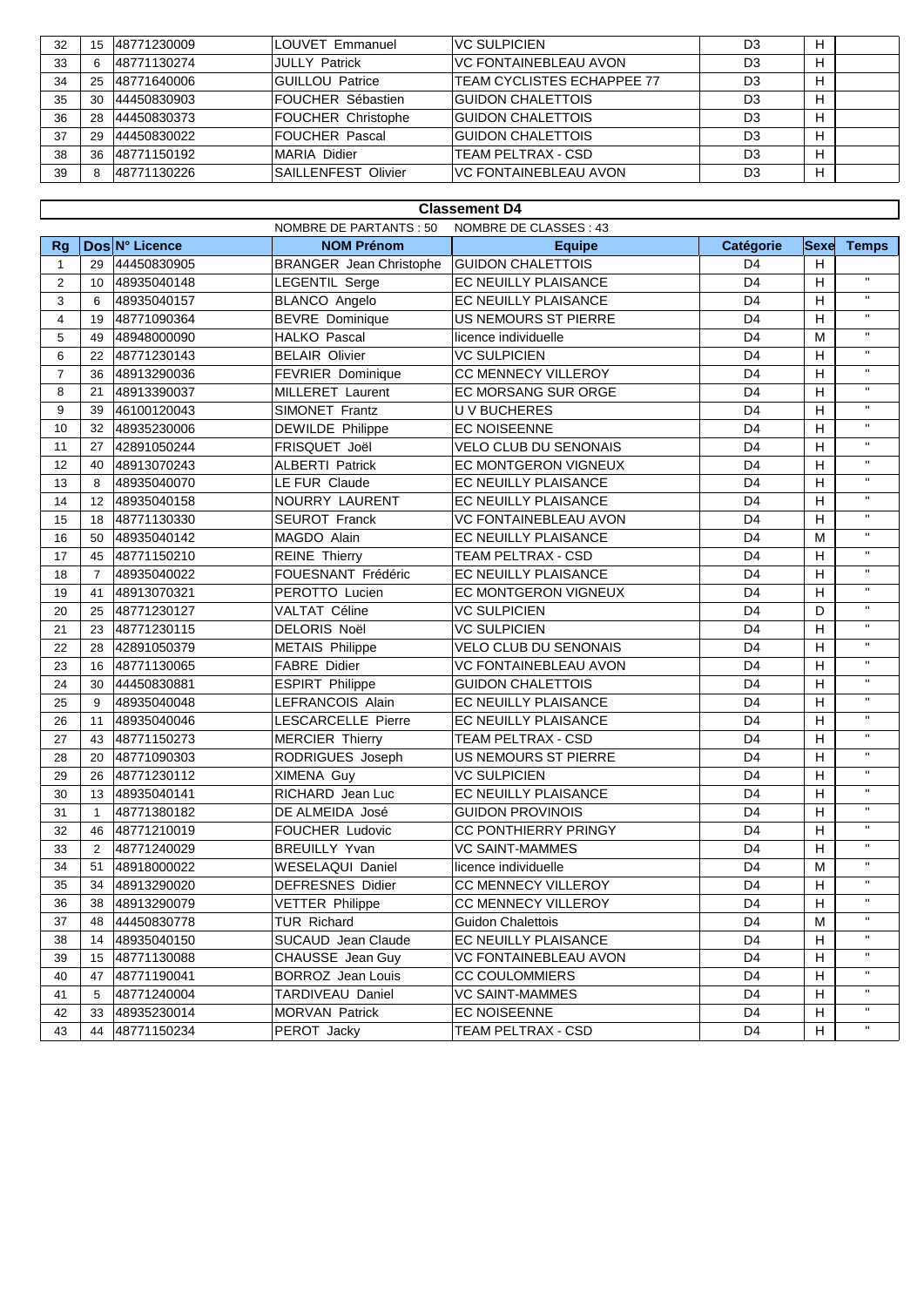| 32 | 15 | 48771230009 | LOUVET Emmanuel | VC SULPICIEN | D3 | H | |
|---|---|---|---|---|---|---|---|
| 33 | 6 | 48771130274 | JULLY Patrick | VC FONTAINEBLEAU AVON | D3 | H | |
| 34 | 25 | 48771640006 | GUILLOU Patrice | TEAM CYCLISTES ECHAPPEE 77 | D3 | H | |
| 35 | 30 | 44450830903 | FOUCHER Sébastien | GUIDON CHALETTOIS | D3 | H | |
| 36 | 28 | 44450830373 | FOUCHER Christophe | GUIDON CHALETTOIS | D3 | H | |
| 37 | 29 | 44450830022 | FOUCHER Pascal | GUIDON CHALETTOIS | D3 | H | |
| 38 | 36 | 48771150192 | MARIA Didier | TEAM PELTRAX - CSD | D3 | H | |
| 39 | 8 | 48771130226 | SAILLENFEST Olivier | VC FONTAINEBLEAU AVON | D3 | H | |

## Classement D4

NOMBRE DE PARTANTS : 50 NOMBRE DE CLASSES : 43

| Rg | Dos | N° Licence | NOM Prénom | Equipe | Catégorie | Sexe | Temps |
|---|---|---|---|---|---|---|---|
| 1 | 29 | 44450830905 | BRANGER Jean Christophe | GUIDON CHALETTOIS | D4 | H | |
| 2 | 10 | 48935040148 | LEGENTIL Serge | EC NEUILLY PLAISANCE | D4 | H | " |
| 3 | 6 | 48935040157 | BLANCO Angelo | EC NEUILLY PLAISANCE | D4 | H | " |
| 4 | 19 | 48771090364 | BEVRE Dominique | US NEMOURS ST PIERRE | D4 | H | " |
| 5 | 49 | 48948000090 | HALKO Pascal | licence individuelle | D4 | M | " |
| 6 | 22 | 48771230143 | BELAIR Olivier | VC SULPICIEN | D4 | H | " |
| 7 | 36 | 48913290036 | FEVRIER Dominique | CC MENNECY VILLEROY | D4 | H | " |
| 8 | 21 | 48913390037 | MILLERET Laurent | EC MORSANG SUR ORGE | D4 | H | " |
| 9 | 39 | 46100120043 | SIMONET Frantz | U V BUCHERES | D4 | H | " |
| 10 | 32 | 48935230006 | DEWILDE Philippe | EC NOISEENNE | D4 | H | " |
| 11 | 27 | 42891050244 | FRISQUET Joël | VELO CLUB DU SENONAIS | D4 | H | " |
| 12 | 40 | 48913070243 | ALBERTI Patrick | EC MONTGERON VIGNEUX | D4 | H | " |
| 13 | 8 | 48935040070 | LE FUR Claude | EC NEUILLY PLAISANCE | D4 | H | " |
| 14 | 12 | 48935040158 | NOURRY LAURENT | EC NEUILLY PLAISANCE | D4 | H | " |
| 15 | 18 | 48771130330 | SEUROT Franck | VC FONTAINEBLEAU AVON | D4 | H | " |
| 16 | 50 | 48935040142 | MAGDO Alain | EC NEUILLY PLAISANCE | D4 | M | " |
| 17 | 45 | 48771150210 | REINE Thierry | TEAM PELTRAX - CSD | D4 | H | " |
| 18 | 7 | 48935040022 | FOUESNANT Frédéric | EC NEUILLY PLAISANCE | D4 | H | " |
| 19 | 41 | 48913070321 | PEROTTO Lucien | EC MONTGERON VIGNEUX | D4 | H | " |
| 20 | 25 | 48771230127 | VALTAT Céline | VC SULPICIEN | D4 | D | " |
| 21 | 23 | 48771230115 | DELORIS Noël | VC SULPICIEN | D4 | H | " |
| 22 | 28 | 42891050379 | METAIS Philippe | VELO CLUB DU SENONAIS | D4 | H | " |
| 23 | 16 | 48771130065 | FABRE Didier | VC FONTAINEBLEAU AVON | D4 | H | " |
| 24 | 30 | 44450830881 | ESPIRT Philippe | GUIDON CHALETTOIS | D4 | H | " |
| 25 | 9 | 48935040048 | LEFRANCOIS Alain | EC NEUILLY PLAISANCE | D4 | H | " |
| 26 | 11 | 48935040046 | LESCARCELLE Pierre | EC NEUILLY PLAISANCE | D4 | H | " |
| 27 | 43 | 48771150273 | MERCIER Thierry | TEAM PELTRAX - CSD | D4 | H | " |
| 28 | 20 | 48771090303 | RODRIGUES Joseph | US NEMOURS ST PIERRE | D4 | H | " |
| 29 | 26 | 48771230112 | XIMENA Guy | VC SULPICIEN | D4 | H | " |
| 30 | 13 | 48935040141 | RICHARD Jean Luc | EC NEUILLY PLAISANCE | D4 | H | " |
| 31 | 1 | 48771380182 | DE ALMEIDA José | GUIDON PROVINOIS | D4 | H | " |
| 32 | 46 | 48771210019 | FOUCHER Ludovic | CC PONTHIERRY PRINGY | D4 | H | " |
| 33 | 2 | 48771240029 | BREUILLY Yvan | VC SAINT-MAMMES | D4 | H | " |
| 34 | 51 | 48918000022 | WESELAQUI Daniel | licence individuelle | D4 | M | " |
| 35 | 34 | 48913290020 | DEFRESNES Didier | CC MENNECY VILLEROY | D4 | H | " |
| 36 | 38 | 48913290079 | VETTER Philippe | CC MENNECY VILLEROY | D4 | H | " |
| 37 | 48 | 44450830778 | TUR Richard | Guidon Chalettois | D4 | M | " |
| 38 | 14 | 48935040150 | SUCAUD Jean Claude | EC NEUILLY PLAISANCE | D4 | H | " |
| 39 | 15 | 48771130088 | CHAUSSE Jean Guy | VC FONTAINEBLEAU AVON | D4 | H | " |
| 40 | 47 | 48771190041 | BORROZ Jean Louis | CC COULOMMIERS | D4 | H | " |
| 41 | 5 | 48771240004 | TARDIVEAU Daniel | VC SAINT-MAMMES | D4 | H | " |
| 42 | 33 | 48935230014 | MORVAN Patrick | EC NOISEENNE | D4 | H | " |
| 43 | 44 | 48771150234 | PEROT Jacky | TEAM PELTRAX - CSD | D4 | H | " |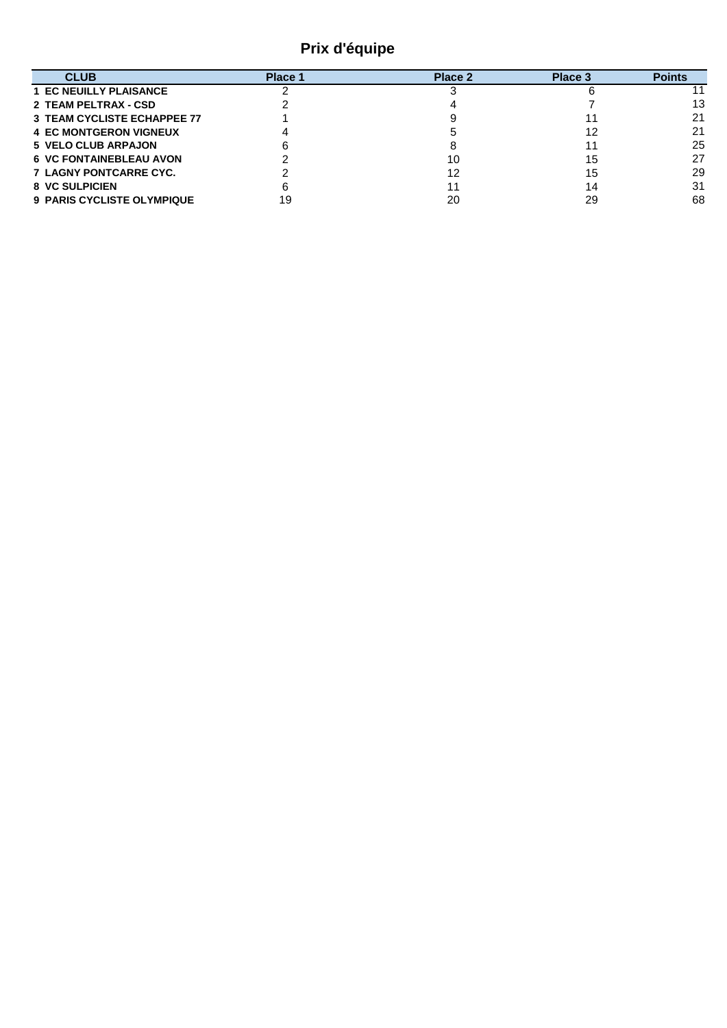# Prix d'équipe

| CLUB | Place 1 | Place 2 | Place 3 | Points |
|---|---|---|---|---|
| 1 EC NEUILLY PLAISANCE | 2 | 3 | 6 | 11 |
| 2 TEAM PELTRAX - CSD | 2 | 4 | 7 | 13 |
| 3 TEAM CYCLISTE ECHAPPEE 77 | 1 | 9 | 11 | 21 |
| 4 EC MONTGERON VIGNEUX | 4 | 5 | 12 | 21 |
| 5 VELO CLUB ARPAJON | 6 | 8 | 11 | 25 |
| 6 VC FONTAINEBLEAU AVON | 2 | 10 | 15 | 27 |
| 7 LAGNY PONTCARRE CYC. | 2 | 12 | 15 | 29 |
| 8 VC SULPICIEN | 6 | 11 | 14 | 31 |
| 9 PARIS CYCLISTE OLYMPIQUE | 19 | 20 | 29 | 68 |